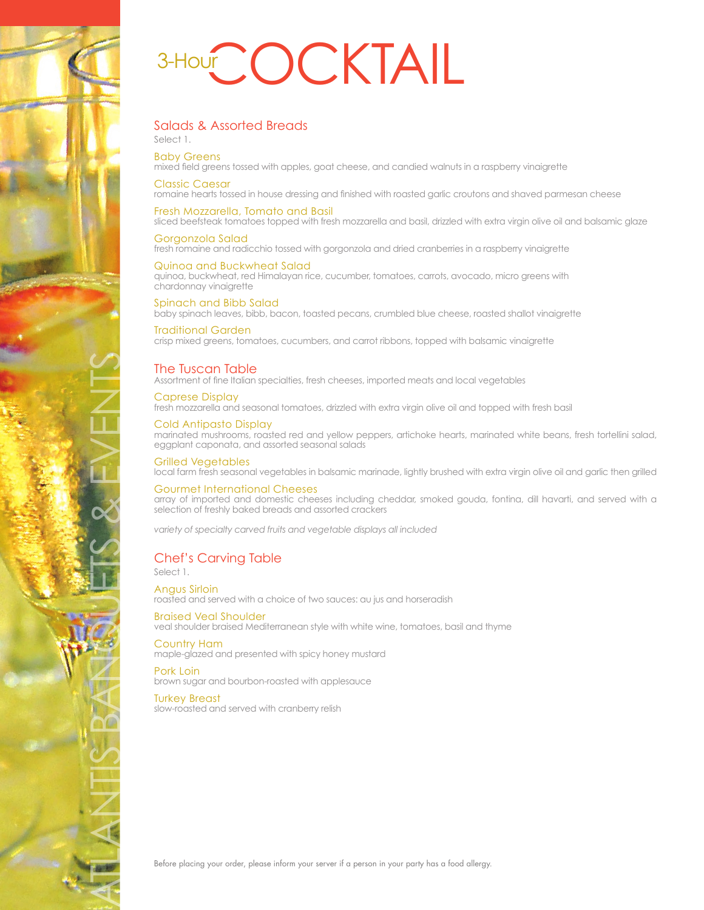# 3-Hour COCKTAIL

## Salads & Assorted Breads

Select 1.

### Baby Greens
mixed field greens tossed with apples, goat cheese, and candied walnuts in a raspberry vinaigrette

### Classic Caesar
romaine hearts tossed in house dressing and finished with roasted garlic croutons and shaved parmesan cheese

### Fresh Mozzarella, Tomato and Basil
sliced beefsteak tomatoes topped with fresh mozzarella and basil, drizzled with extra virgin olive oil and balsamic glaze

### Gorgonzola Salad
fresh romaine and radicchio tossed with gorgonzola and dried cranberries in a raspberry vinaigrette

### Quinoa and Buckwheat Salad
quinoa, buckwheat, red Himalayan rice, cucumber, tomatoes, carrots, avocado, micro greens with chardonnay vinaigrette

### Spinach and Bibb Salad
baby spinach leaves, bibb, bacon, toasted pecans, crumbled blue cheese, roasted shallot vinaigrette

### Traditional Garden
crisp mixed greens, tomatoes, cucumbers, and carrot ribbons, topped with balsamic vinaigrette

## The Tuscan Table

Assortment of fine Italian specialties, fresh cheeses, imported meats and local vegetables

### Caprese Display
fresh mozzarella and seasonal tomatoes, drizzled with extra virgin olive oil and topped with fresh basil

### Cold Antipasto Display
marinated mushrooms, roasted red and yellow peppers, artichoke hearts, marinated white beans, fresh tortellini salad, eggplant caponata, and assorted seasonal salads

### Grilled Vegetables
local farm fresh seasonal vegetables in balsamic marinade, lightly brushed with extra virgin olive oil and garlic then grilled

### Gourmet International Cheeses
array of imported and domestic cheeses including cheddar, smoked gouda, fontina, dill havarti, and served with a selection of freshly baked breads and assorted crackers

*variety of specialty carved fruits and vegetable displays all included*

## Chef's Carving Table

Select 1.

### Angus Sirloin
roasted and served with a choice of two sauces: au jus and horseradish

### Braised Veal Shoulder
veal shoulder braised Mediterranean style with white wine, tomatoes, basil and thyme

### Country Ham
maple-glazed and presented with spicy honey mustard

### Pork Loin
brown sugar and bourbon-roasted with applesauce

### Turkey Breast
slow-roasted and served with cranberry relish

Before placing your order, please inform your server if a person in your party has a food allergy.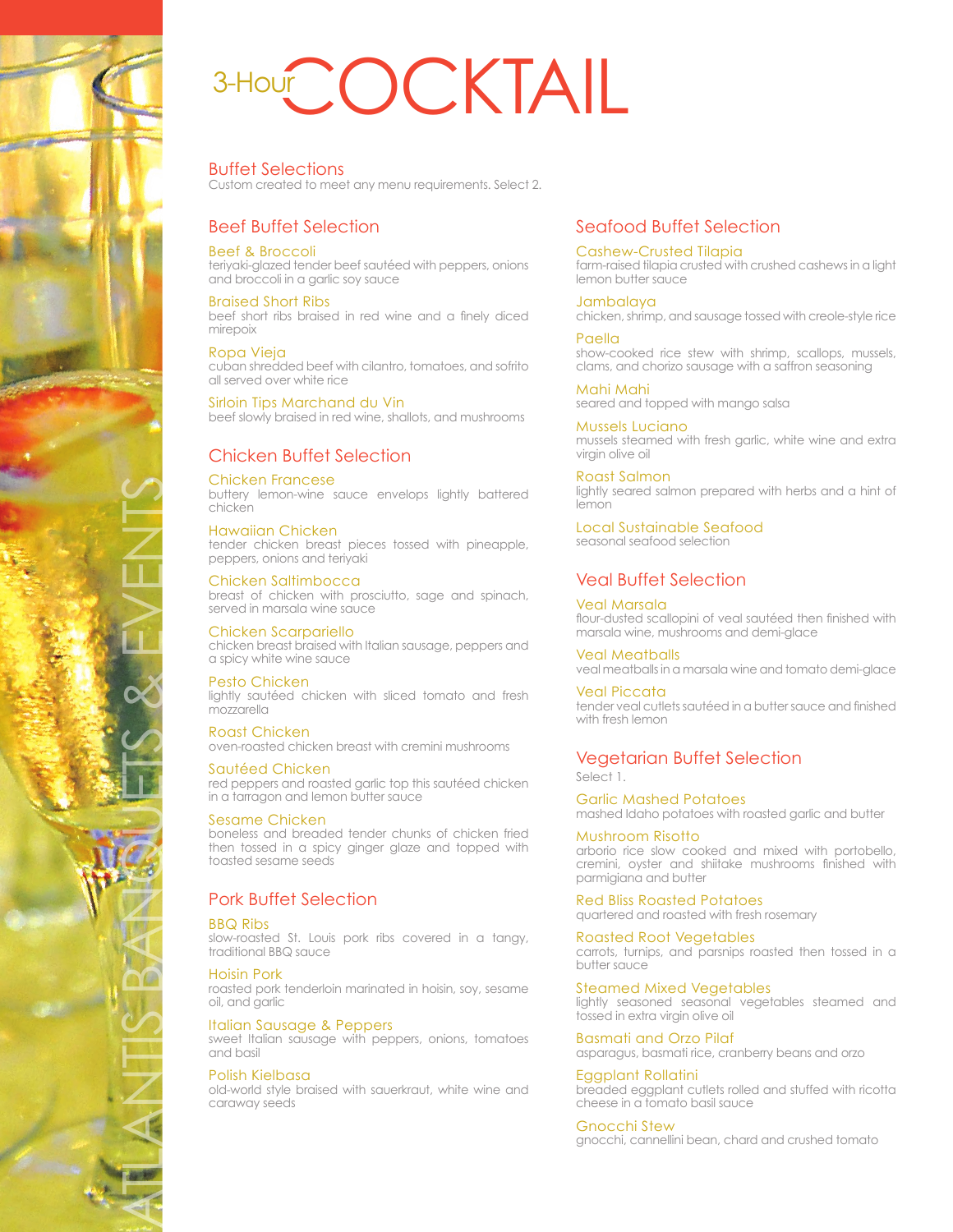# 3-Hour COCKTAIL

## Buffet Selections

Custom created to meet any menu requirements. Select 2.

### Beef Buffet Selection

**Beef & Broccoli**
teriyaki-glazed tender beef sautéed with peppers, onions and broccoli in a garlic soy sauce

**Braised Short Ribs**
beef short ribs braised in red wine and a finely diced mirepoix

**Ropa Vieja**
cuban shredded beef with cilantro, tomatoes, and sofrito all served over white rice

**Sirloin Tips Marchand du Vin**
beef slowly braised in red wine, shallots, and mushrooms

### Chicken Buffet Selection

**Chicken Francese**
buttery lemon-wine sauce envelops lightly battered chicken

**Hawaiian Chicken**
tender chicken breast pieces tossed with pineapple, peppers, onions and teriyaki

**Chicken Saltimbocca**
breast of chicken with prosciutto, sage and spinach, served in marsala wine sauce

**Chicken Scarpariello**
chicken breast braised with Italian sausage, peppers and a spicy white wine sauce

**Pesto Chicken**
lightly sautéed chicken with sliced tomato and fresh mozzarella

**Roast Chicken**
oven-roasted chicken breast with cremini mushrooms

**Sautéed Chicken**
red peppers and roasted garlic top this sautéed chicken in a tarragon and lemon butter sauce

**Sesame Chicken**
boneless and breaded tender chunks of chicken fried then tossed in a spicy ginger glaze and topped with toasted sesame seeds

### Pork Buffet Selection

**BBQ Ribs**
slow-roasted St. Louis pork ribs covered in a tangy, traditional BBQ sauce

**Hoisin Pork**
roasted pork tenderloin marinated in hoisin, soy, sesame oil, and garlic

**Italian Sausage & Peppers**
sweet Italian sausage with peppers, onions, tomatoes and basil

**Polish Kielbasa**
old-world style braised with sauerkraut, white wine and caraway seeds

### Seafood Buffet Selection

**Cashew-Crusted Tilapia**
farm-raised tilapia crusted with crushed cashews in a light lemon butter sauce

**Jambalaya**
chicken, shrimp, and sausage tossed with creole-style rice

**Paella**
show-cooked rice stew with shrimp, scallops, mussels, clams, and chorizo sausage with a saffron seasoning

**Mahi Mahi**
seared and topped with mango salsa

**Mussels Luciano**
mussels steamed with fresh garlic, white wine and extra virgin olive oil

**Roast Salmon**
lightly seared salmon prepared with herbs and a hint of lemon

**Local Sustainable Seafood**
seasonal seafood selection

### Veal Buffet Selection

**Veal Marsala**
flour-dusted scallopini of veal sautéed then finished with marsala wine, mushrooms and demi-glace

**Veal Meatballs**
veal meatballs in a marsala wine and tomato demi-glace

**Veal Piccata**
tender veal cutlets sautéed in a butter sauce and finished with fresh lemon

### Vegetarian Buffet Selection

Select 1.

**Garlic Mashed Potatoes**
mashed Idaho potatoes with roasted garlic and butter

**Mushroom Risotto**
arborio rice slow cooked and mixed with portobello, cremini, oyster and shiitake mushrooms finished with parmigiana and butter

**Red Bliss Roasted Potatoes**
quartered and roasted with fresh rosemary

**Roasted Root Vegetables**
carrots, turnips, and parsnips roasted then tossed in a butter sauce

**Steamed Mixed Vegetables**
lightly seasoned seasonal vegetables steamed and tossed in extra virgin olive oil

**Basmati and Orzo Pilaf**
asparagus, basmati rice, cranberry beans and orzo

**Eggplant Rollatini**
breaded eggplant cutlets rolled and stuffed with ricotta cheese in a tomato basil sauce

**Gnocchi Stew**
gnocchi, cannellini bean, chard and crushed tomato

ATLANTIS BANQUETS & EVENTS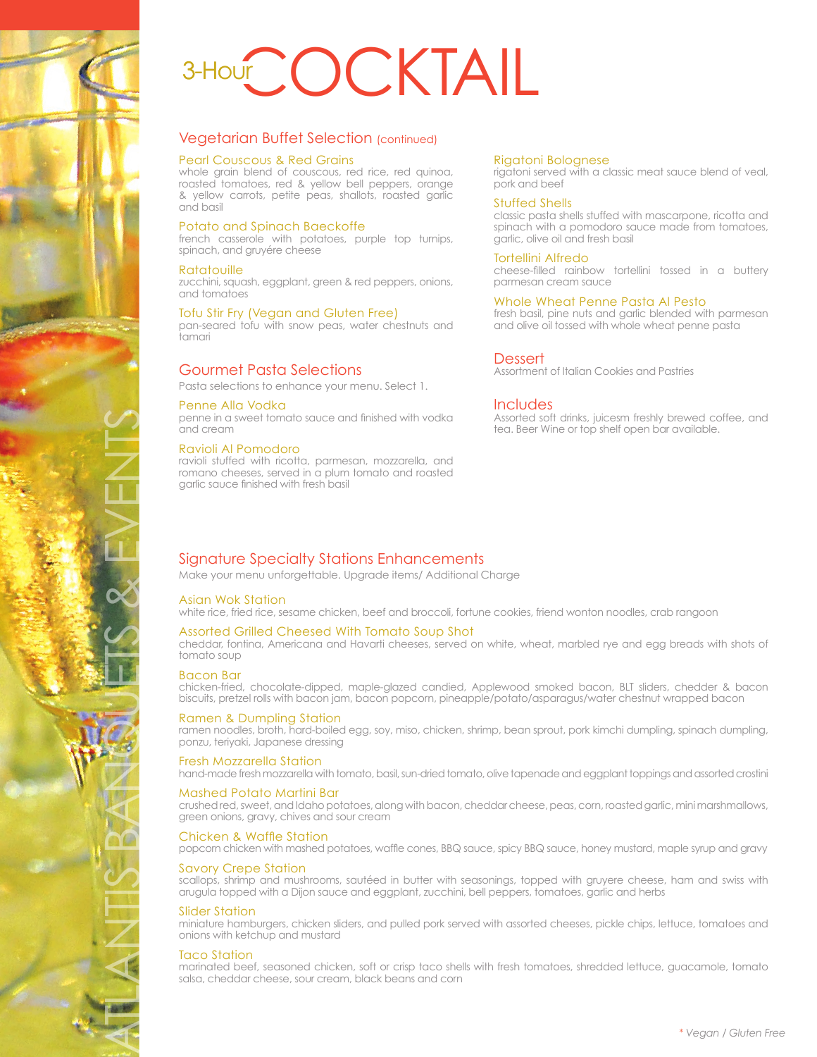# 3-Hour COCKTAIL

## Vegetarian Buffet Selection (continued)

### Pearl Couscous & Red Grains
whole grain blend of couscous, red rice, red quinoa, roasted tomatoes, red & yellow bell peppers, orange & yellow carrots, petite peas, shallots, roasted garlic and basil

### Potato and Spinach Baeckoffe
french casserole with potatoes, purple top turnips, spinach, and gruyére cheese

### Ratatouille
zucchini, squash, eggplant, green & red peppers, onions, and tomatoes

### Tofu Stir Fry (Vegan and Gluten Free)
pan-seared tofu with snow peas, water chestnuts and tamari

## Gourmet Pasta Selections

Pasta selections to enhance your menu. Select 1.

### Penne Alla Vodka
penne in a sweet tomato sauce and finished with vodka and cream

### Ravioli Al Pomodoro
ravioli stuffed with ricotta, parmesan, mozzarella, and romano cheeses, served in a plum tomato and roasted garlic sauce finished with fresh basil

### Rigatoni Bolognese
rigatoni served with a classic meat sauce blend of veal, pork and beef

### Stuffed Shells
classic pasta shells stuffed with mascarpone, ricotta and spinach with a pomodoro sauce made from tomatoes, garlic, olive oil and fresh basil

### Tortellini Alfredo
cheese-filled rainbow tortellini tossed in a buttery parmesan cream sauce

### Whole Wheat Penne Pasta Al Pesto
fresh basil, pine nuts and garlic blended with parmesan and olive oil tossed with whole wheat penne pasta

## Dessert
Assortment of Italian Cookies and Pastries

## Includes
Assorted soft drinks, juicesm freshly brewed coffee, and tea. Beer Wine or top shelf open bar available.

## Signature Specialty Stations Enhancements

Make your menu unforgettable. Upgrade items/ Additional Charge

### Asian Wok Station
white rice, fried rice, sesame chicken, beef and broccoli, fortune cookies, friend wonton noodles, crab rangoon

### Assorted Grilled Cheesed With Tomato Soup Shot
cheddar, fontina, Americana and Havarti cheeses, served on white, wheat, marbled rye and egg breads with shots of tomato soup

### Bacon Bar
chicken-fried, chocolate-dipped, maple-glazed candied, Applewood smoked bacon, BLT sliders, chedder & bacon biscuits, pretzel rolls with bacon jam, bacon popcorn, pineapple/potato/asparagus/water chestnut wrapped bacon

### Ramen & Dumpling Station
ramen noodles, broth, hard-boiled egg, soy, miso, chicken, shrimp, bean sprout, pork kimchi dumpling, spinach dumpling, ponzu, teriyaki, Japanese dressing

### Fresh Mozzarella Station
hand-made fresh mozzarella with tomato, basil, sun-dried tomato, olive tapenade and eggplant toppings and assorted crostini

### Mashed Potato Martini Bar
crushed red, sweet, and Idaho potatoes, along with bacon, cheddar cheese, peas, corn, roasted garlic, mini marshmallows, green onions, gravy, chives and sour cream

### Chicken & Waffle Station
popcorn chicken with mashed potatoes, waffle cones, BBQ sauce, spicy BBQ sauce, honey mustard, maple syrup and gravy

### Savory Crepe Station
scallops, shrimp and mushrooms, sautéed in butter with seasonings, topped with gruyere cheese, ham and swiss with arugula topped with a Dijon sauce and eggplant, zucchini, bell peppers, tomatoes, garlic and herbs

### Slider Station
miniature hamburgers, chicken sliders, and pulled pork served with assorted cheeses, pickle chips, lettuce, tomatoes and onions with ketchup and mustard

### Taco Station
marinated beef, seasoned chicken, soft or crisp taco shells with fresh tomatoes, shredded lettuce, guacamole, tomato salsa, cheddar cheese, sour cream, black beans and corn

*\* Vegan / Gluten Free*

ATLANTIS BANQUETS & EVENTS